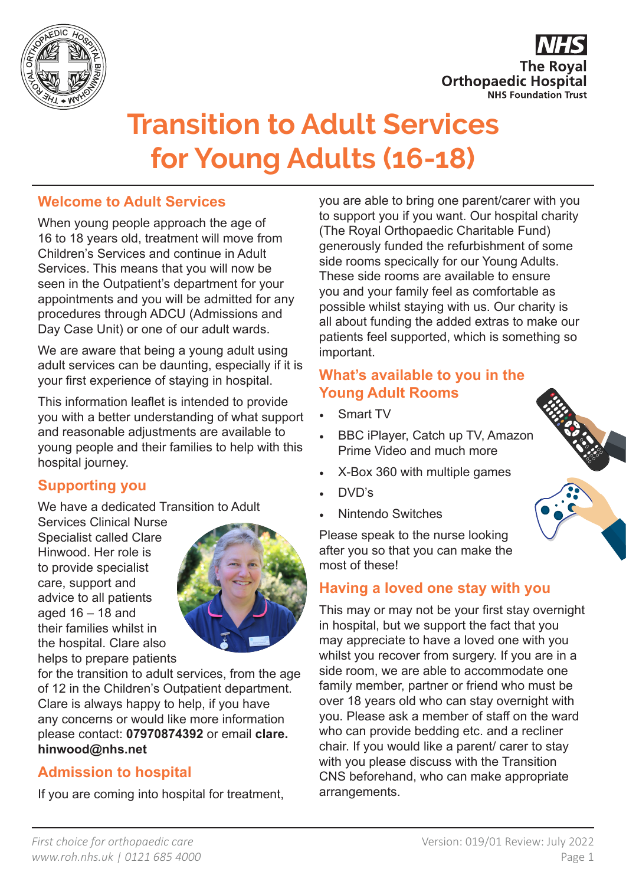# Transition to Adult Services for Young Adults (16-18)

## Welcome to Adult Services

When young people approach the age of 16 to 18 years old, treatment will move from Children's Services and continue in Adult Services. This means that you will now be seen in the Outpatient's department for your appointments and you will be admitted for any procedures through ADCU (Admissions and Day Case Unit) or one of our adult wards.

We are aware that being a young adult using adult services can be daunting, especially if it is your first experience of staying in hospital.

This information leaflet is intended to provide you with a better understanding of what support and reasonable adjustments are available to young people and their families to help with this hospital journey.

## Supporting you

We have a dedicated Transition to Adult Services Clinical Nurse Specialist called Clare Hinwood. Her role is to provide specialist care, support and advice to all patients aged 16 – 18 and their families whilst in the hospital. Clare also helps to prepare patients for the transition to adult services, from the age of 12 in the Children's Outpatient department. Clare is always happy to help, if you have any concerns or would like more information please contact: **07970874392** or email **clare.hinwood@nhs.net**

## Admission to hospital

If you are coming into hospital for treatment, you are able to bring one parent/carer with you to support you if you want. Our hospital charity (The Royal Orthopaedic Charitable Fund) generously funded the refurbishment of some side rooms specically for our Young Adults. These side rooms are available to ensure you and your family feel as comfortable as possible whilst staying with us. Our charity is all about funding the added extras to make our patients feel supported, which is something so important.

## What's available to you in the Young Adult Rooms

- Smart TV
- BBC iPlayer, Catch up TV, Amazon Prime Video and much more
- X-Box 360 with multiple games
- DVD's
- Nintendo Switches

Please speak to the nurse looking after you so that you can make the most of these!

## Having a loved one stay with you

This may or may not be your first stay overnight in hospital, but we support the fact that you may appreciate to have a loved one with you whilst you recover from surgery. If you are in a side room, we are able to accommodate one family member, partner or friend who must be over 18 years old who can stay overnight with you. Please ask a member of staff on the ward who can provide bedding etc. and a recliner chair. If you would like a parent/ carer to stay with you please discuss with the Transition CNS beforehand, who can make appropriate arrangements.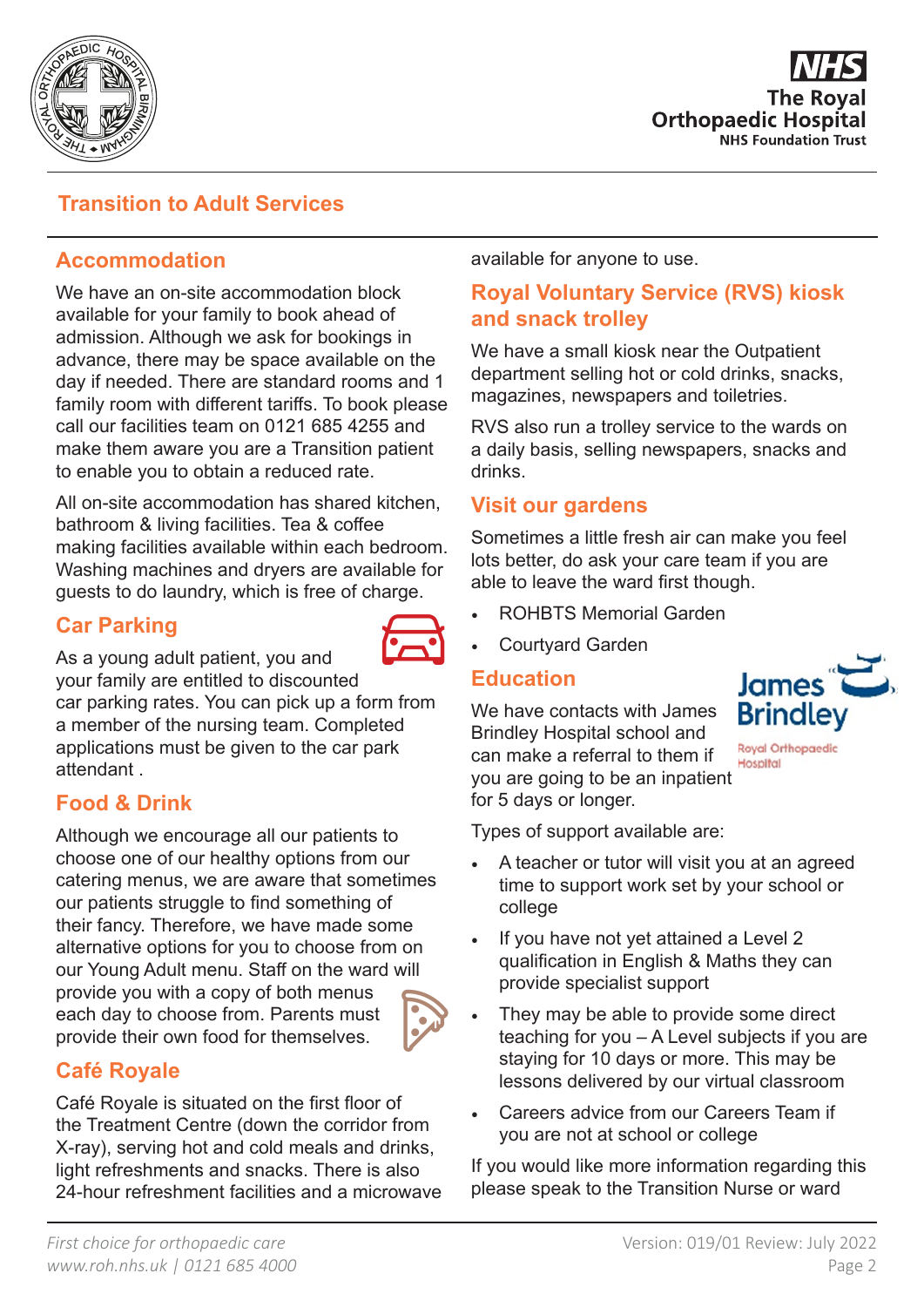## Transition to Adult Services

### Accommodation

We have an on-site accommodation block available for your family to book ahead of admission. Although we ask for bookings in advance, there may be space available on the day if needed. There are standard rooms and 1 family room with different tariffs. To book please call our facilities team on 0121 685 4255 and make them aware you are a Transition patient to enable you to obtain a reduced rate.

All on-site accommodation has shared kitchen, bathroom & living facilities. Tea & coffee making facilities available within each bedroom. Washing machines and dryers are available for guests to do laundry, which is free of charge.

### Car Parking

As a young adult patient, you and your family are entitled to discounted car parking rates. You can pick up a form from a member of the nursing team. Completed applications must be given to the car park attendant .

### Food & Drink

Although we encourage all our patients to choose one of our healthy options from our catering menus, we are aware that sometimes our patients struggle to find something of their fancy. Therefore, we have made some alternative options for you to choose from on our Young Adult menu. Staff on the ward will provide you with a copy of both menus each day to choose from. Parents must provide their own food for themselves.

### Café Royale

Café Royale is situated on the first floor of the Treatment Centre (down the corridor from X-ray), serving hot and cold meals and drinks, light refreshments and snacks. There is also 24-hour refreshment facilities and a microwave available for anyone to use.

### Royal Voluntary Service (RVS) kiosk and snack trolley

We have a small kiosk near the Outpatient department selling hot or cold drinks, snacks, magazines, newspapers and toiletries.

RVS also run a trolley service to the wards on a daily basis, selling newspapers, snacks and drinks.

### Visit our gardens

Sometimes a little fresh air can make you feel lots better, do ask your care team if you are able to leave the ward first though.

- ROHBTS Memorial Garden
- Courtyard Garden

### Education

We have contacts with James Brindley Hospital school and can make a referral to them if you are going to be an inpatient for 5 days or longer.

Types of support available are:

- A teacher or tutor will visit you at an agreed time to support work set by your school or college
- If you have not yet attained a Level 2 qualification in English & Maths they can provide specialist support
- They may be able to provide some direct teaching for you – A Level subjects if you are staying for 10 days or more. This may be lessons delivered by our virtual classroom
- Careers advice from our Careers Team if you are not at school or college

If you would like more information regarding this please speak to the Transition Nurse or ward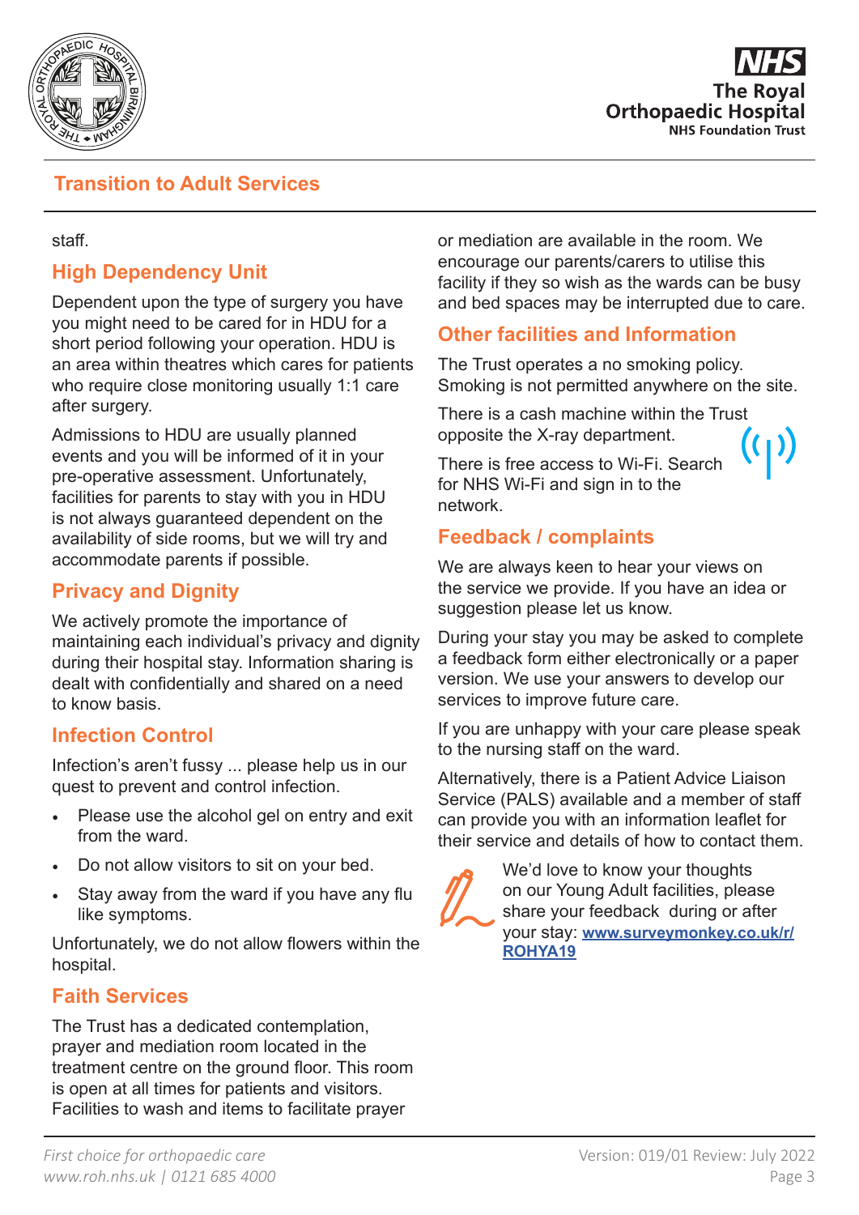staff.

## High Dependency Unit

Dependent upon the type of surgery you have you might need to be cared for in HDU for a short period following your operation. HDU is an area within theatres which cares for patients who require close monitoring usually 1:1 care after surgery.

Admissions to HDU are usually planned events and you will be informed of it in your pre-operative assessment. Unfortunately, facilities for parents to stay with you in HDU is not always guaranteed dependent on the availability of side rooms, but we will try and accommodate parents if possible.

## Privacy and Dignity

We actively promote the importance of maintaining each individual's privacy and dignity during their hospital stay. Information sharing is dealt with confidentially and shared on a need to know basis.

## Infection Control

Infection's aren't fussy ... please help us in our quest to prevent and control infection.

- Please use the alcohol gel on entry and exit from the ward.
- Do not allow visitors to sit on your bed.
- Stay away from the ward if you have any flu like symptoms.

Unfortunately, we do not allow flowers within the hospital.

## Faith Services

The Trust has a dedicated contemplation, prayer and mediation room located in the treatment centre on the ground floor. This room is open at all times for patients and visitors. Facilities to wash and items to facilitate prayer or mediation are available in the room. We encourage our parents/carers to utilise this facility if they so wish as the wards can be busy and bed spaces may be interrupted due to care.

## Other facilities and Information

The Trust operates a no smoking policy. Smoking is not permitted anywhere on the site.

There is a cash machine within the Trust opposite the X-ray department.

There is free access to Wi-Fi. Search for NHS Wi-Fi and sign in to the network.

## Feedback / complaints

We are always keen to hear your views on the service we provide. If you have an idea or suggestion please let us know.

During your stay you may be asked to complete a feedback form either electronically or a paper version. We use your answers to develop our services to improve future care.

If you are unhappy with your care please speak to the nursing staff on the ward.

Alternatively, there is a Patient Advice Liaison Service (PALS) available and a member of staff can provide you with an information leaflet for their service and details of how to contact them.

We'd love to know your thoughts on our Young Adult facilities, please share your feedback during or after your stay: **www.surveymonkey.co.uk/r/ROHYA19**